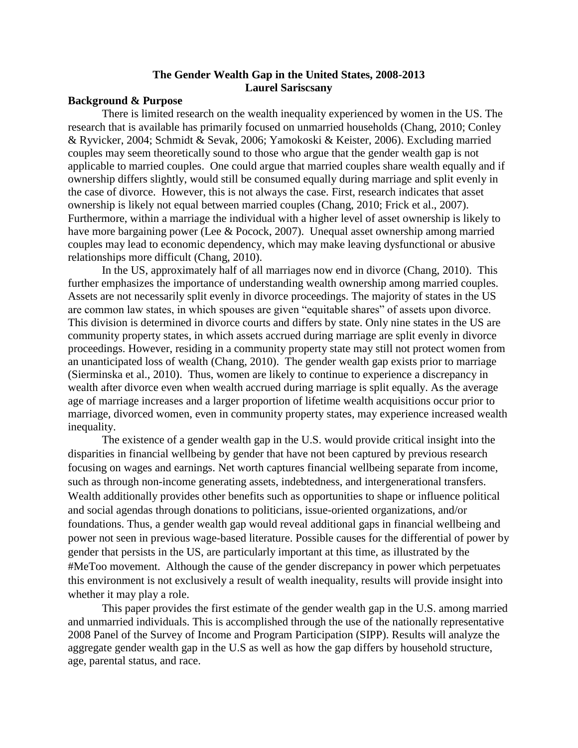# The Gender Wealth Gap in the United States, 2008-2013

**Laurel Sariscsany**

## Background & Purpose

There is limited research on the wealth inequality experienced by women in the US. The research that is available has primarily focused on unmarried households (Chang, 2010; Conley & Ryvicker, 2004; Schmidt & Sevak, 2006; Yamokoski & Keister, 2006). Excluding married couples may seem theoretically sound to those who argue that the gender wealth gap is not applicable to married couples. One could argue that married couples share wealth equally and if ownership differs slightly, would still be consumed equally during marriage and split evenly in the case of divorce. However, this is not always the case. First, research indicates that asset ownership is likely not equal between married couples (Chang, 2010; Frick et al., 2007). Furthermore, within a marriage the individual with a higher level of asset ownership is likely to have more bargaining power (Lee & Pocock, 2007). Unequal asset ownership among married couples may lead to economic dependency, which may make leaving dysfunctional or abusive relationships more difficult (Chang, 2010).

In the US, approximately half of all marriages now end in divorce (Chang, 2010). This further emphasizes the importance of understanding wealth ownership among married couples. Assets are not necessarily split evenly in divorce proceedings. The majority of states in the US are common law states, in which spouses are given "equitable shares" of assets upon divorce. This division is determined in divorce courts and differs by state. Only nine states in the US are community property states, in which assets accrued during marriage are split evenly in divorce proceedings. However, residing in a community property state may still not protect women from an unanticipated loss of wealth (Chang, 2010). The gender wealth gap exists prior to marriage (Sierminska et al., 2010). Thus, women are likely to continue to experience a discrepancy in wealth after divorce even when wealth accrued during marriage is split equally. As the average age of marriage increases and a larger proportion of lifetime wealth acquisitions occur prior to marriage, divorced women, even in community property states, may experience increased wealth inequality.

The existence of a gender wealth gap in the U.S. would provide critical insight into the disparities in financial wellbeing by gender that have not been captured by previous research focusing on wages and earnings. Net worth captures financial wellbeing separate from income, such as through non-income generating assets, indebtedness, and intergenerational transfers. Wealth additionally provides other benefits such as opportunities to shape or influence political and social agendas through donations to politicians, issue-oriented organizations, and/or foundations. Thus, a gender wealth gap would reveal additional gaps in financial wellbeing and power not seen in previous wage-based literature. Possible causes for the differential of power by gender that persists in the US, are particularly important at this time, as illustrated by the #MeToo movement. Although the cause of the gender discrepancy in power which perpetuates this environment is not exclusively a result of wealth inequality, results will provide insight into whether it may play a role.

This paper provides the first estimate of the gender wealth gap in the U.S. among married and unmarried individuals. This is accomplished through the use of the nationally representative 2008 Panel of the Survey of Income and Program Participation (SIPP). Results will analyze the aggregate gender wealth gap in the U.S as well as how the gap differs by household structure, age, parental status, and race.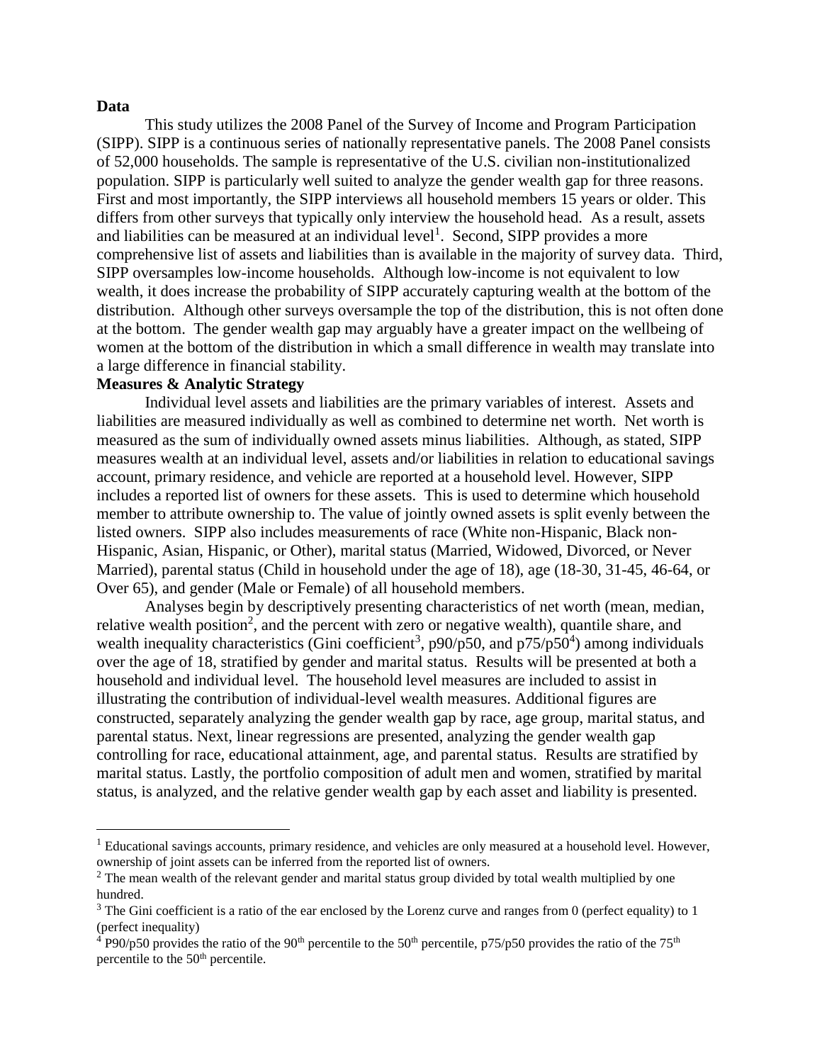**Data**

This study utilizes the 2008 Panel of the Survey of Income and Program Participation (SIPP). SIPP is a continuous series of nationally representative panels. The 2008 Panel consists of 52,000 households. The sample is representative of the U.S. civilian non-institutionalized population. SIPP is particularly well suited to analyze the gender wealth gap for three reasons. First and most importantly, the SIPP interviews all household members 15 years or older. This differs from other surveys that typically only interview the household head. As a result, assets and liabilities can be measured at an individual level[1]. Second, SIPP provides a more comprehensive list of assets and liabilities than is available in the majority of survey data. Third, SIPP oversamples low-income households. Although low-income is not equivalent to low wealth, it does increase the probability of SIPP accurately capturing wealth at the bottom of the distribution. Although other surveys oversample the top of the distribution, this is not often done at the bottom. The gender wealth gap may arguably have a greater impact on the wellbeing of women at the bottom of the distribution in which a small difference in wealth may translate into a large difference in financial stability.

**Measures & Analytic Strategy**

Individual level assets and liabilities are the primary variables of interest. Assets and liabilities are measured individually as well as combined to determine net worth. Net worth is measured as the sum of individually owned assets minus liabilities. Although, as stated, SIPP measures wealth at an individual level, assets and/or liabilities in relation to educational savings account, primary residence, and vehicle are reported at a household level. However, SIPP includes a reported list of owners for these assets. This is used to determine which household member to attribute ownership to. The value of jointly owned assets is split evenly between the listed owners. SIPP also includes measurements of race (White non-Hispanic, Black non-Hispanic, Asian, Hispanic, or Other), marital status (Married, Widowed, Divorced, or Never Married), parental status (Child in household under the age of 18), age (18-30, 31-45, 46-64, or Over 65), and gender (Male or Female) of all household members.

Analyses begin by descriptively presenting characteristics of net worth (mean, median, relative wealth position[2], and the percent with zero or negative wealth), quantile share, and wealth inequality characteristics (Gini coefficient[3], p90/p50, and p75/p50[4]) among individuals over the age of 18, stratified by gender and marital status. Results will be presented at both a household and individual level. The household level measures are included to assist in illustrating the contribution of individual-level wealth measures. Additional figures are constructed, separately analyzing the gender wealth gap by race, age group, marital status, and parental status. Next, linear regressions are presented, analyzing the gender wealth gap controlling for race, educational attainment, age, and parental status. Results are stratified by marital status. Lastly, the portfolio composition of adult men and women, stratified by marital status, is analyzed, and the relative gender wealth gap by each asset and liability is presented.

---

[1] Educational savings accounts, primary residence, and vehicles are only measured at a household level. However, ownership of joint assets can be inferred from the reported list of owners.

[2] The mean wealth of the relevant gender and marital status group divided by total wealth multiplied by one hundred.

[3] The Gini coefficient is a ratio of the ear enclosed by the Lorenz curve and ranges from 0 (perfect equality) to 1 (perfect inequality)

[4] P90/p50 provides the ratio of the 90th percentile to the 50th percentile, p75/p50 provides the ratio of the 75th percentile to the 50th percentile.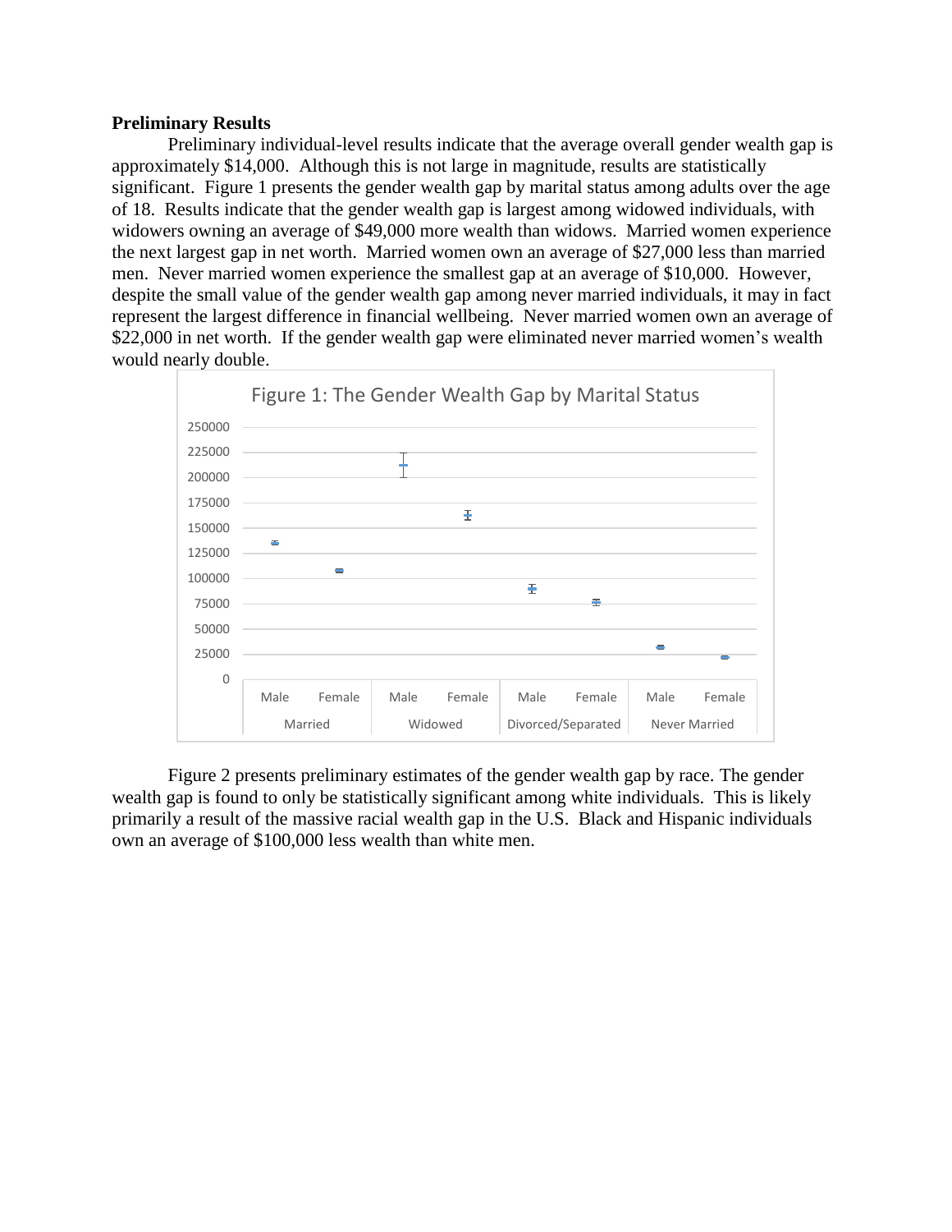**Preliminary Results**

Preliminary individual-level results indicate that the average overall gender wealth gap is approximately $14,000. Although this is not large in magnitude, results are statistically significant. Figure 1 presents the gender wealth gap by marital status among adults over the age of 18. Results indicate that the gender wealth gap is largest among widowed individuals, with widowers owning an average of $49,000 more wealth than widows. Married women experience the next largest gap in net worth. Married women own an average of $27,000 less than married men. Never married women experience the smallest gap at an average of $10,000. However, despite the small value of the gender wealth gap among never married individuals, it may in fact represent the largest difference in financial wellbeing. Never married women own an average of $22,000 in net worth. If the gender wealth gap were eliminated never married women's wealth would nearly double.

Figure 1: The Gender Wealth Gap by Marital Status

Figure 2 presents preliminary estimates of the gender wealth gap by race. The gender wealth gap is found to only be statistically significant among white individuals. This is likely primarily a result of the massive racial wealth gap in the U.S. Black and Hispanic individuals own an average of $100,000 less wealth than white men.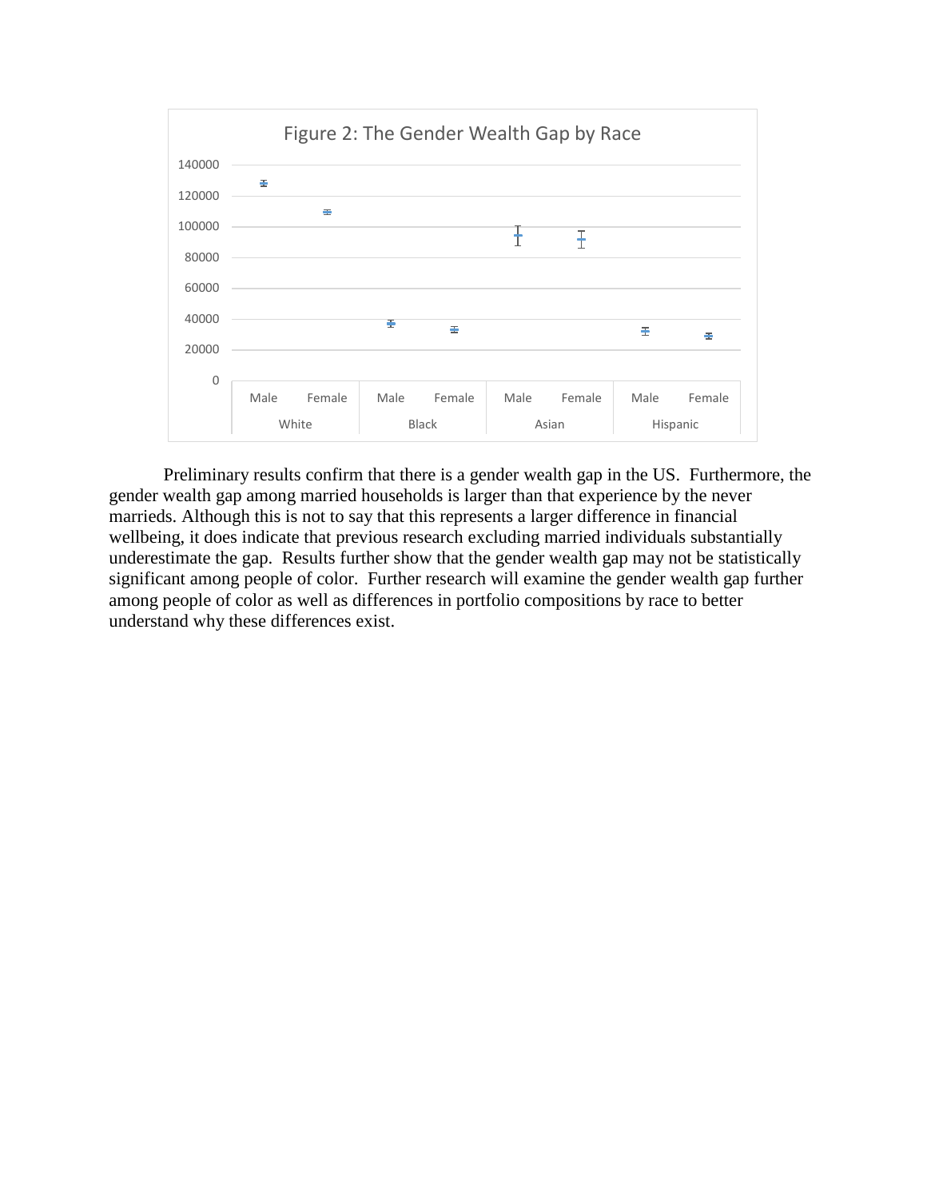Figure 2: The Gender Wealth Gap by Race

140000
120000
100000
80000
60000
40000
20000
0

Male Female Male Female Male Female Male Female
White Black Asian Hispanic

Preliminary results confirm that there is a gender wealth gap in the US. Furthermore, the gender wealth gap among married households is larger than that experience by the never marrieds. Although this is not to say that this represents a larger difference in financial wellbeing, it does indicate that previous research excluding married individuals substantially underestimate the gap. Results further show that the gender wealth gap may not be statistically significant among people of color. Further research will examine the gender wealth gap further among people of color as well as differences in portfolio compositions by race to better understand why these differences exist.